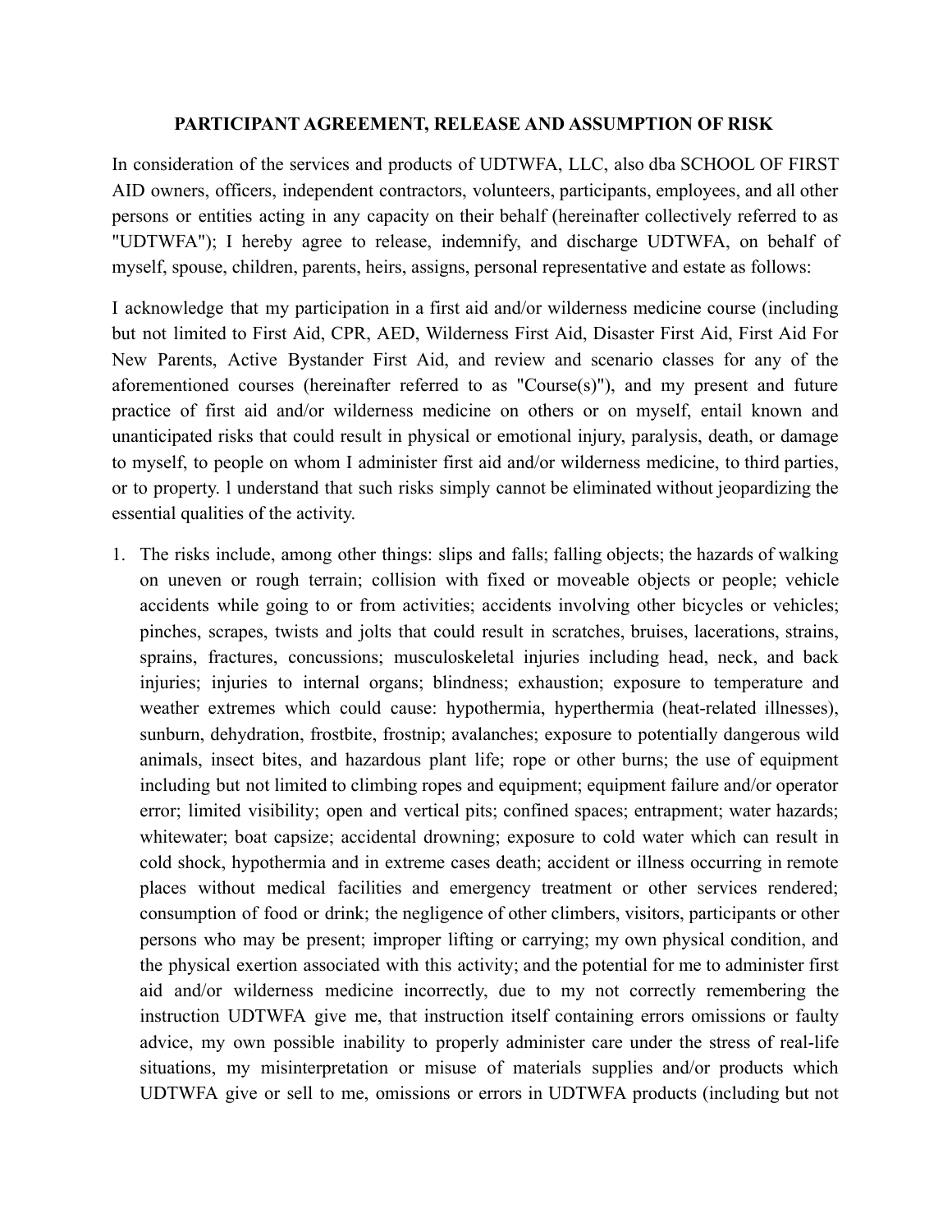# PARTICIPANT AGREEMENT, RELEASE AND ASSUMPTION OF RISK

In consideration of the services and products of UDTWFA, LLC, also dba SCHOOL OF FIRST AID owners, officers, independent contractors, volunteers, participants, employees, and all other persons or entities acting in any capacity on their behalf (hereinafter collectively referred to as "UDTWFA"); I hereby agree to release, indemnify, and discharge UDTWFA, on behalf of myself, spouse, children, parents, heirs, assigns, personal representative and estate as follows:

I acknowledge that my participation in a first aid and/or wilderness medicine course (including but not limited to First Aid, CPR, AED, Wilderness First Aid, Disaster First Aid, First Aid For New Parents, Active Bystander First Aid, and review and scenario classes for any of the aforementioned courses (hereinafter referred to as "Course(s)"), and my present and future practice of first aid and/or wilderness medicine on others or on myself, entail known and unanticipated risks that could result in physical or emotional injury, paralysis, death, or damage to myself, to people on whom I administer first aid and/or wilderness medicine, to third parties, or to property. l understand that such risks simply cannot be eliminated without jeopardizing the essential qualities of the activity.

1. The risks include, among other things: slips and falls; falling objects; the hazards of walking on uneven or rough terrain; collision with fixed or moveable objects or people; vehicle accidents while going to or from activities; accidents involving other bicycles or vehicles; pinches, scrapes, twists and jolts that could result in scratches, bruises, lacerations, strains, sprains, fractures, concussions; musculoskeletal injuries including head, neck, and back injuries; injuries to internal organs; blindness; exhaustion; exposure to temperature and weather extremes which could cause: hypothermia, hyperthermia (heat-related illnesses), sunburn, dehydration, frostbite, frostnip; avalanches; exposure to potentially dangerous wild animals, insect bites, and hazardous plant life; rope or other burns; the use of equipment including but not limited to climbing ropes and equipment; equipment failure and/or operator error; limited visibility; open and vertical pits; confined spaces; entrapment; water hazards; whitewater; boat capsize; accidental drowning; exposure to cold water which can result in cold shock, hypothermia and in extreme cases death; accident or illness occurring in remote places without medical facilities and emergency treatment or other services rendered; consumption of food or drink; the negligence of other climbers, visitors, participants or other persons who may be present; improper lifting or carrying; my own physical condition, and the physical exertion associated with this activity; and the potential for me to administer first aid and/or wilderness medicine incorrectly, due to my not correctly remembering the instruction UDTWFA give me, that instruction itself containing errors omissions or faulty advice, my own possible inability to properly administer care under the stress of real-life situations, my misinterpretation or misuse of materials supplies and/or products which UDTWFA give or sell to me, omissions or errors in UDTWFA products (including but not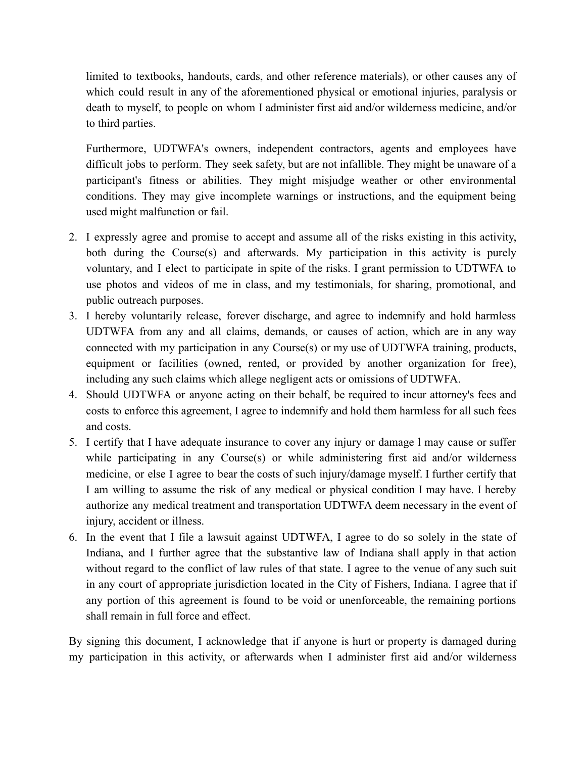limited to textbooks, handouts, cards, and other reference materials), or other causes any of which could result in any of the aforementioned physical or emotional injuries, paralysis or death to myself, to people on whom I administer first aid and/or wilderness medicine, and/or to third parties.

Furthermore, UDTWFA's owners, independent contractors, agents and employees have difficult jobs to perform. They seek safety, but are not infallible. They might be unaware of a participant's fitness or abilities. They might misjudge weather or other environmental conditions. They may give incomplete warnings or instructions, and the equipment being used might malfunction or fail.

2. I expressly agree and promise to accept and assume all of the risks existing in this activity, both during the Course(s) and afterwards. My participation in this activity is purely voluntary, and I elect to participate in spite of the risks. I grant permission to UDTWFA to use photos and videos of me in class, and my testimonials, for sharing, promotional, and public outreach purposes.
3. I hereby voluntarily release, forever discharge, and agree to indemnify and hold harmless UDTWFA from any and all claims, demands, or causes of action, which are in any way connected with my participation in any Course(s) or my use of UDTWFA training, products, equipment or facilities (owned, rented, or provided by another organization for free), including any such claims which allege negligent acts or omissions of UDTWFA.
4. Should UDTWFA or anyone acting on their behalf, be required to incur attorney's fees and costs to enforce this agreement, I agree to indemnify and hold them harmless for all such fees and costs.
5. I certify that I have adequate insurance to cover any injury or damage l may cause or suffer while participating in any Course(s) or while administering first aid and/or wilderness medicine, or else I agree to bear the costs of such injury/damage myself. I further certify that I am willing to assume the risk of any medical or physical condition I may have. I hereby authorize any medical treatment and transportation UDTWFA deem necessary in the event of injury, accident or illness.
6. In the event that I file a lawsuit against UDTWFA, I agree to do so solely in the state of Indiana, and I further agree that the substantive law of Indiana shall apply in that action without regard to the conflict of law rules of that state. I agree to the venue of any such suit in any court of appropriate jurisdiction located in the City of Fishers, Indiana. I agree that if any portion of this agreement is found to be void or unenforceable, the remaining portions shall remain in full force and effect.

By signing this document, I acknowledge that if anyone is hurt or property is damaged during my participation in this activity, or afterwards when I administer first aid and/or wilderness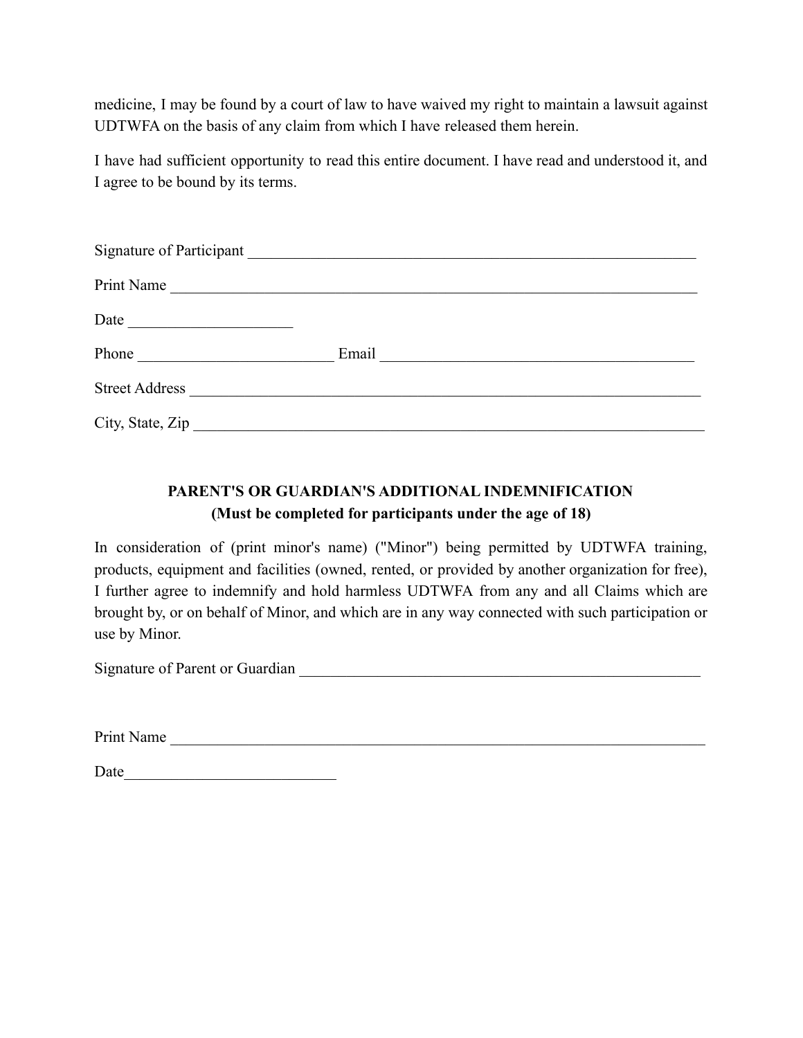medicine, I may be found by a court of law to have waived my right to maintain a lawsuit against UDTWFA on the basis of any claim from which I have released them herein.

I have had sufficient opportunity to read this entire document. I have read and understood it, and I agree to be bound by its terms.

Signature of Participant ____________________________________________________________

Print Name ________________________________________________________________________

Date ______________________

Phone __________________________ Email __________________________________________

Street Address _____________________________________________________________________

City, State, Zip ____________________________________________________________________

**PARENT'S OR GUARDIAN'S ADDITIONAL INDEMNIFICATION**
**(Must be completed for participants under the age of 18)**

In consideration of (print minor's name) ("Minor") being permitted by UDTWFA training, products, equipment and facilities (owned, rented, or provided by another organization for free), I further agree to indemnify and hold harmless UDTWFA from any and all Claims which are brought by, or on behalf of Minor, and which are in any way connected with such participation or use by Minor.

Signature of Parent or Guardian ______________________________________________________

Print Name ________________________________________________________________________

Date____________________________